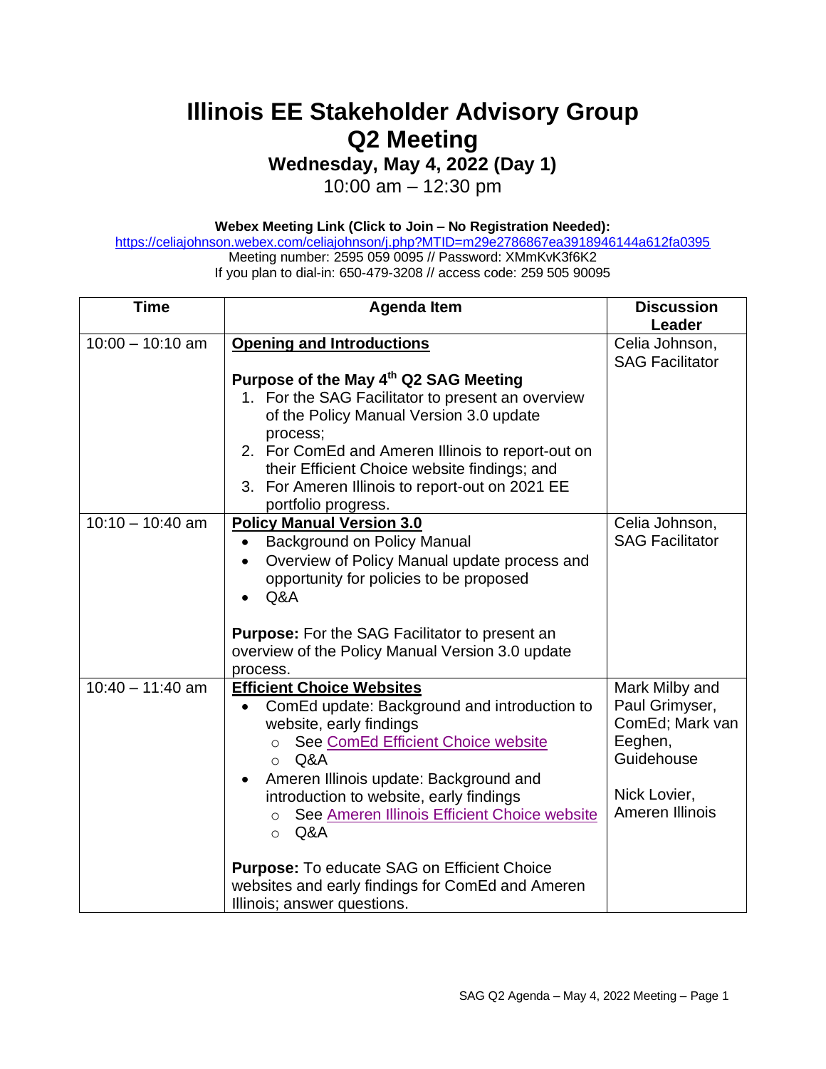# Illinois EE Stakeholder Advisory Group
# Q2 Meeting

### Wednesday, May 4, 2022 (Day 1)

10:00 am – 12:30 pm

**Webex Meeting Link (Click to Join – No Registration Needed):**

https://celiajohnson.webex.com/celiajohnson/j.php?MTID=m29e2786867ea3918946144a612fa0395

Meeting number: 2595 059 0095 // Password: XMmKvK3f6K2

If you plan to dial-in: 650-479-3208 // access code: 259 505 90095

| Time | Agenda Item | Discussion Leader |
|---|---|---|
| 10:00 – 10:10 am | **Opening and Introductions**<br><br>**Purpose of the May 4th Q2 SAG Meeting**<br>1. For the SAG Facilitator to present an overview of the Policy Manual Version 3.0 update process;<br>2. For ComEd and Ameren Illinois to report-out on their Efficient Choice website findings; and<br>3. For Ameren Illinois to report-out on 2021 EE portfolio progress. | Celia Johnson, SAG Facilitator |
| 10:10 – 10:40 am | **Policy Manual Version 3.0**<br>• Background on Policy Manual<br>• Overview of Policy Manual update process and opportunity for policies to be proposed<br>• Q&A<br><br>**Purpose:** For the SAG Facilitator to present an overview of the Policy Manual Version 3.0 update process. | Celia Johnson, SAG Facilitator |
| 10:40 – 11:40 am | **Efficient Choice Websites**<br>• ComEd update: Background and introduction to website, early findings<br>  ○ See ComEd Efficient Choice website<br>  ○ Q&A<br>• Ameren Illinois update: Background and introduction to website, early findings<br>  ○ See Ameren Illinois Efficient Choice website<br>  ○ Q&A<br><br>**Purpose:** To educate SAG on Efficient Choice websites and early findings for ComEd and Ameren Illinois; answer questions. | Mark Milby and Paul Grimyser, ComEd; Mark van Eeghen, Guidehouse<br><br>Nick Lovier, Ameren Illinois |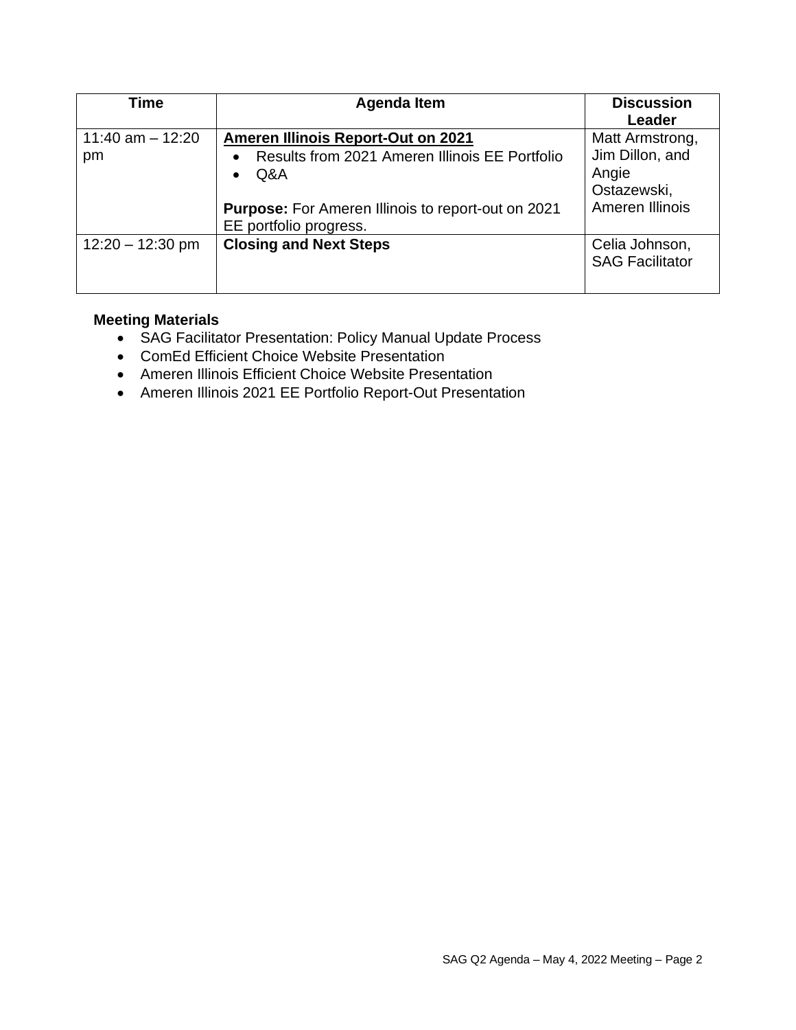| Time | Agenda Item | Discussion Leader |
| --- | --- | --- |
| 11:40 am – 12:20 pm | **Ameren Illinois Report-Out on 2021**<br>• Results from 2021 Ameren Illinois EE Portfolio<br>• Q&A<br><br>**Purpose:** For Ameren Illinois to report-out on 2021 EE portfolio progress. | Matt Armstrong, Jim Dillon, and Angie Ostazewski, Ameren Illinois |
| 12:20 – 12:30 pm | **Closing and Next Steps** | Celia Johnson, SAG Facilitator |

**Meeting Materials**

- SAG Facilitator Presentation: Policy Manual Update Process
- ComEd Efficient Choice Website Presentation
- Ameren Illinois Efficient Choice Website Presentation
- Ameren Illinois 2021 EE Portfolio Report-Out Presentation